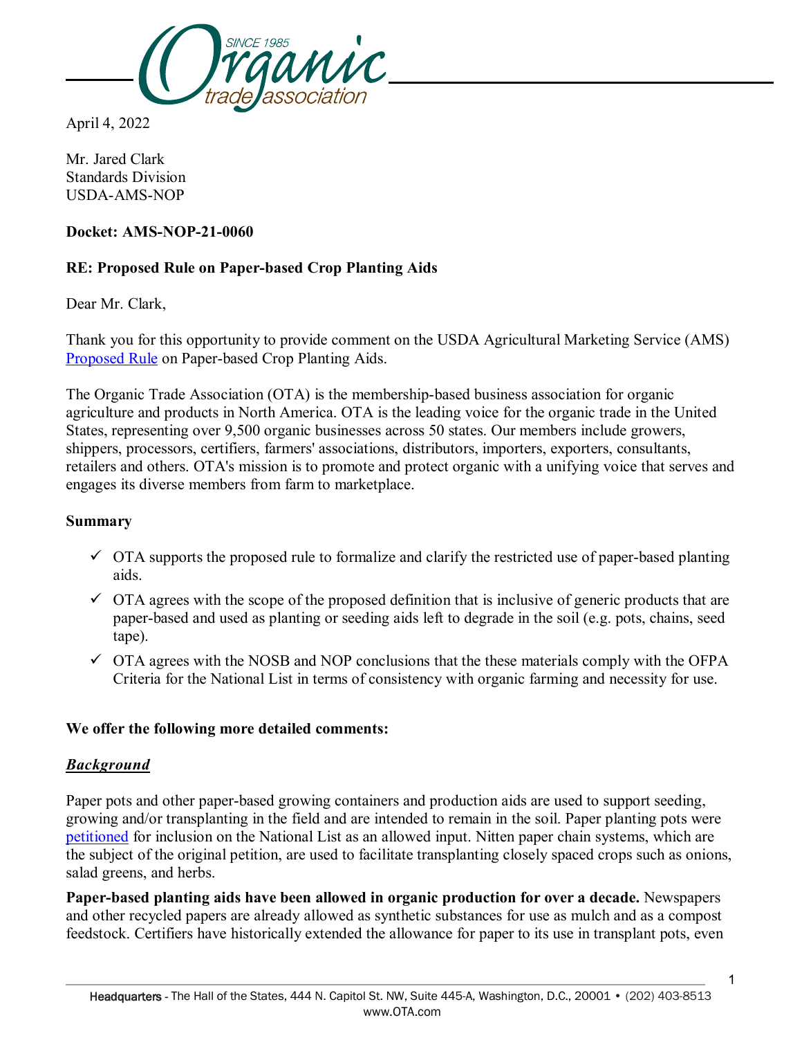April 4, 2022

Mr. Jared Clark
Standards Division
USDA-AMS-NOP

**Docket: AMS-NOP-21-0060**

**RE: Proposed Rule on Paper-based Crop Planting Aids**

Dear Mr. Clark,

Thank you for this opportunity to provide comment on the USDA Agricultural Marketing Service (AMS) Proposed Rule on Paper-based Crop Planting Aids.

The Organic Trade Association (OTA) is the membership-based business association for organic agriculture and products in North America. OTA is the leading voice for the organic trade in the United States, representing over 9,500 organic businesses across 50 states. Our members include growers, shippers, processors, certifiers, farmers' associations, distributors, importers, exporters, consultants, retailers and others. OTA's mission is to promote and protect organic with a unifying voice that serves and engages its diverse members from farm to marketplace.

**Summary**

- ✓ OTA supports the proposed rule to formalize and clarify the restricted use of paper-based planting aids.
- ✓ OTA agrees with the scope of the proposed definition that is inclusive of generic products that are paper-based and used as planting or seeding aids left to degrade in the soil (e.g. pots, chains, seed tape).
- ✓ OTA agrees with the NOSB and NOP conclusions that the these materials comply with the OFPA Criteria for the National List in terms of consistency with organic farming and necessity for use.

**We offer the following more detailed comments:**

***Background***

Paper pots and other paper-based growing containers and production aids are used to support seeding, growing and/or transplanting in the field and are intended to remain in the soil. Paper planting pots were petitioned for inclusion on the National List as an allowed input. Nitten paper chain systems, which are the subject of the original petition, are used to facilitate transplanting closely spaced crops such as onions, salad greens, and herbs.

**Paper-based planting aids have been allowed in organic production for over a decade.** Newspapers and other recycled papers are already allowed as synthetic substances for use as mulch and as a compost feedstock. Certifiers have historically extended the allowance for paper to its use in transplant pots, even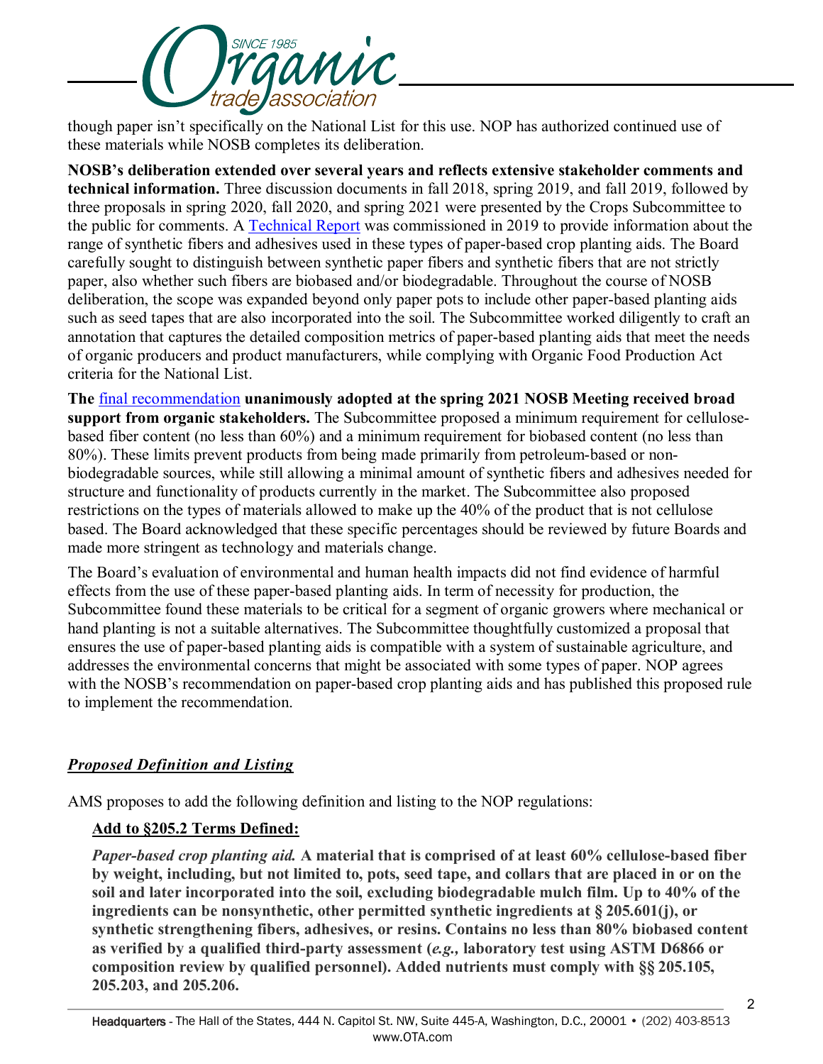though paper isn't specifically on the National List for this use. NOP has authorized continued use of these materials while NOSB completes its deliberation.

**NOSB's deliberation extended over several years and reflects extensive stakeholder comments and technical information.** Three discussion documents in fall 2018, spring 2019, and fall 2019, followed by three proposals in spring 2020, fall 2020, and spring 2021 were presented by the Crops Subcommittee to the public for comments. A Technical Report was commissioned in 2019 to provide information about the range of synthetic fibers and adhesives used in these types of paper-based crop planting aids. The Board carefully sought to distinguish between synthetic paper fibers and synthetic fibers that are not strictly paper, also whether such fibers are biobased and/or biodegradable. Throughout the course of NOSB deliberation, the scope was expanded beyond only paper pots to include other paper-based planting aids such as seed tapes that are also incorporated into the soil. The Subcommittee worked diligently to craft an annotation that captures the detailed composition metrics of paper-based planting aids that meet the needs of organic producers and product manufacturers, while complying with Organic Food Production Act criteria for the National List.

**The final recommendation unanimously adopted at the spring 2021 NOSB Meeting received broad support from organic stakeholders.** The Subcommittee proposed a minimum requirement for cellulose-based fiber content (no less than 60%) and a minimum requirement for biobased content (no less than 80%). These limits prevent products from being made primarily from petroleum-based or non-biodegradable sources, while still allowing a minimal amount of synthetic fibers and adhesives needed for structure and functionality of products currently in the market. The Subcommittee also proposed restrictions on the types of materials allowed to make up the 40% of the product that is not cellulose based. The Board acknowledged that these specific percentages should be reviewed by future Boards and made more stringent as technology and materials change.

The Board's evaluation of environmental and human health impacts did not find evidence of harmful effects from the use of these paper-based planting aids. In term of necessity for production, the Subcommittee found these materials to be critical for a segment of organic growers where mechanical or hand planting is not a suitable alternatives. The Subcommittee thoughtfully customized a proposal that ensures the use of paper-based planting aids is compatible with a system of sustainable agriculture, and addresses the environmental concerns that might be associated with some types of paper. NOP agrees with the NOSB's recommendation on paper-based crop planting aids and has published this proposed rule to implement the recommendation.

***Proposed Definition and Listing***

AMS proposes to add the following definition and listing to the NOP regulations:

**Add to §205.2 Terms Defined:**

*Paper-based crop planting aid.* **A material that is comprised of at least 60% cellulose-based fiber by weight, including, but not limited to, pots, seed tape, and collars that are placed in or on the soil and later incorporated into the soil, excluding biodegradable mulch film. Up to 40% of the ingredients can be nonsynthetic, other permitted synthetic ingredients at § 205.601(j), or synthetic strengthening fibers, adhesives, or resins. Contains no less than 80% biobased content as verified by a qualified third-party assessment (*e.g.,* laboratory test using ASTM D6866 or composition review by qualified personnel). Added nutrients must comply with §§ 205.105, 205.203, and 205.206.**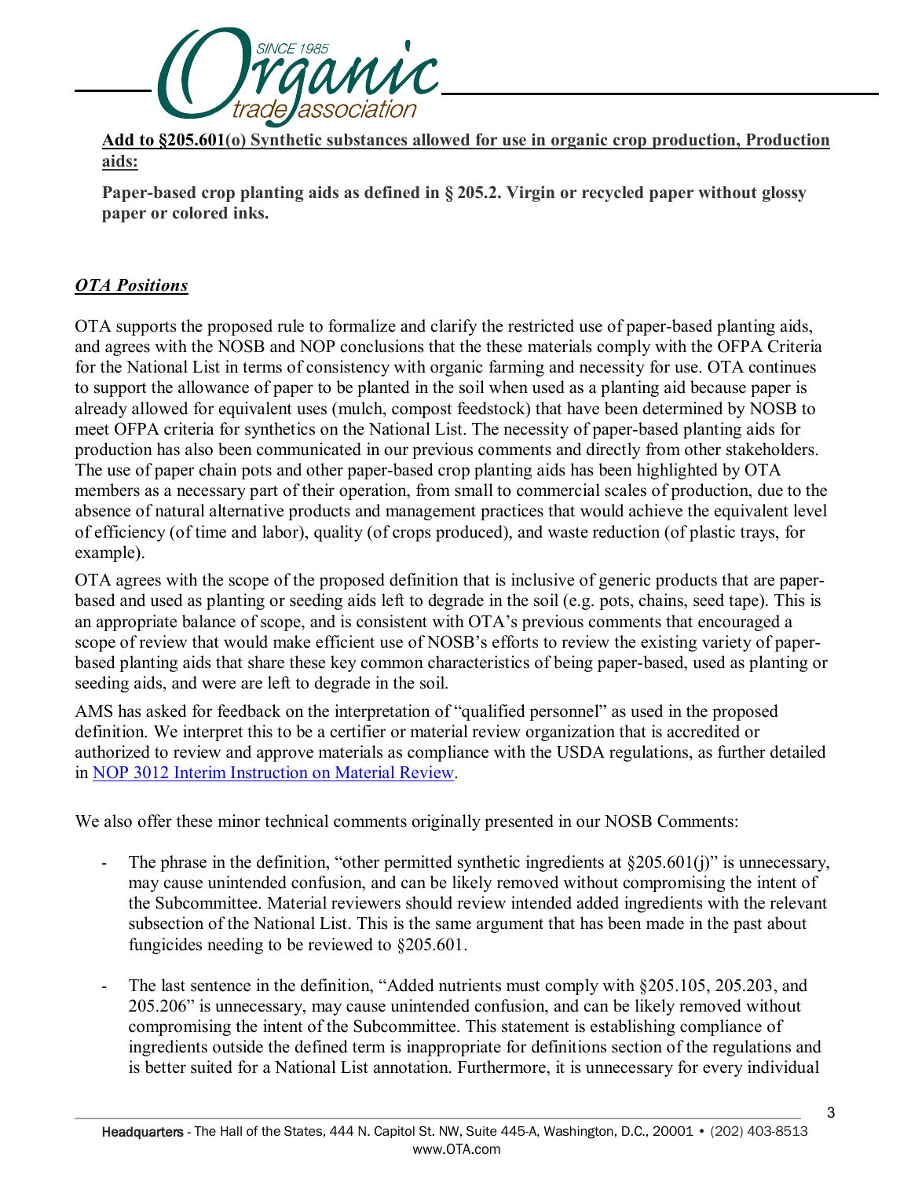**Add to §205.601(o) Synthetic substances allowed for use in organic crop production, Production aids:**

**Paper-based crop planting aids as defined in § 205.2. Virgin or recycled paper without glossy paper or colored inks.**

## ***OTA Positions***

OTA supports the proposed rule to formalize and clarify the restricted use of paper-based planting aids, and agrees with the NOSB and NOP conclusions that the these materials comply with the OFPA Criteria for the National List in terms of consistency with organic farming and necessity for use. OTA continues to support the allowance of paper to be planted in the soil when used as a planting aid because paper is already allowed for equivalent uses (mulch, compost feedstock) that have been determined by NOSB to meet OFPA criteria for synthetics on the National List. The necessity of paper-based planting aids for production has also been communicated in our previous comments and directly from other stakeholders. The use of paper chain pots and other paper-based crop planting aids has been highlighted by OTA members as a necessary part of their operation, from small to commercial scales of production, due to the absence of natural alternative products and management practices that would achieve the equivalent level of efficiency (of time and labor), quality (of crops produced), and waste reduction (of plastic trays, for example).

OTA agrees with the scope of the proposed definition that is inclusive of generic products that are paper-based and used as planting or seeding aids left to degrade in the soil (e.g. pots, chains, seed tape). This is an appropriate balance of scope, and is consistent with OTA's previous comments that encouraged a scope of review that would make efficient use of NOSB's efforts to review the existing variety of paper-based planting aids that share these key common characteristics of being paper-based, used as planting or seeding aids, and were are left to degrade in the soil.

AMS has asked for feedback on the interpretation of "qualified personnel" as used in the proposed definition. We interpret this to be a certifier or material review organization that is accredited or authorized to review and approve materials as compliance with the USDA regulations, as further detailed in [NOP 3012 Interim Instruction on Material Review](NOP 3012 Interim Instruction on Material Review).

We also offer these minor technical comments originally presented in our NOSB Comments:

- The phrase in the definition, "other permitted synthetic ingredients at §205.601(j)" is unnecessary, may cause unintended confusion, and can be likely removed without compromising the intent of the Subcommittee. Material reviewers should review intended added ingredients with the relevant subsection of the National List. This is the same argument that has been made in the past about fungicides needing to be reviewed to §205.601.

- The last sentence in the definition, "Added nutrients must comply with §205.105, 205.203, and 205.206" is unnecessary, may cause unintended confusion, and can be likely removed without compromising the intent of the Subcommittee. This statement is establishing compliance of ingredients outside the defined term is inappropriate for definitions section of the regulations and is better suited for a National List annotation. Furthermore, it is unnecessary for every individual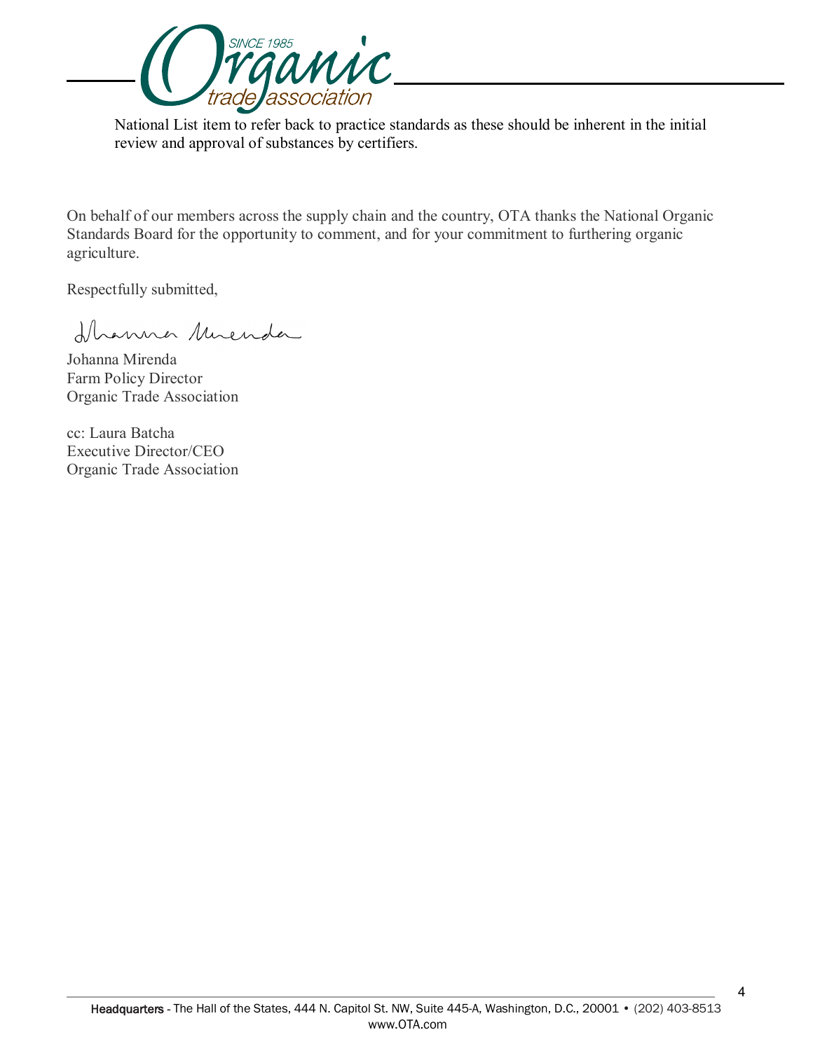National List item to refer back to practice standards as these should be inherent in the initial review and approval of substances by certifiers.

On behalf of our members across the supply chain and the country, OTA thanks the National Organic Standards Board for the opportunity to comment, and for your commitment to furthering organic agriculture.

Respectfully submitted,

Johanna Mirenda
Farm Policy Director
Organic Trade Association

cc: Laura Batcha
Executive Director/CEO
Organic Trade Association